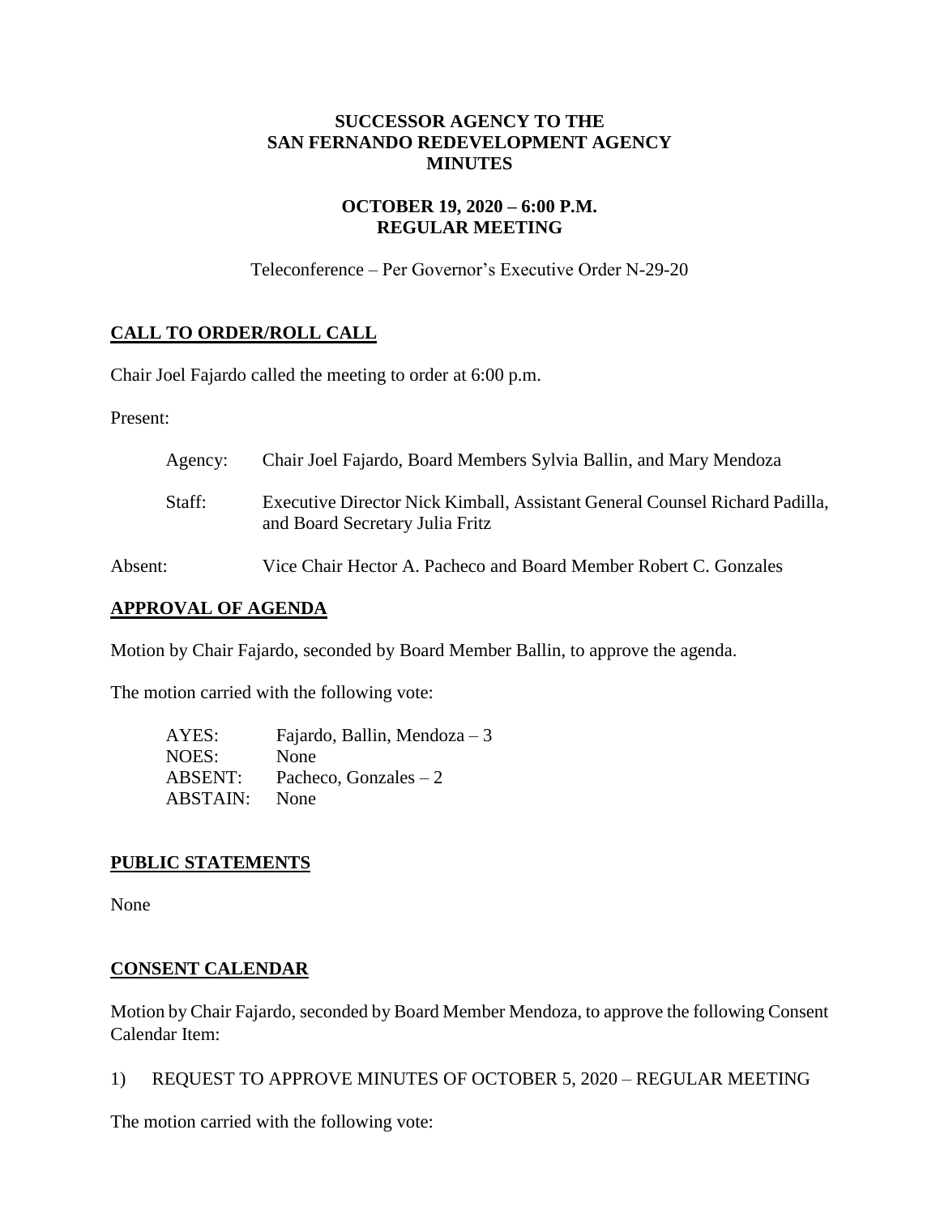# SUCCESSOR AGENCY TO THE SAN FERNANDO REDEVELOPMENT AGENCY MINUTES

## OCTOBER 19, 2020 – 6:00 P.M. REGULAR MEETING

Teleconference – Per Governor's Executive Order N-29-20

## CALL TO ORDER/ROLL CALL

Chair Joel Fajardo called the meeting to order at 6:00 p.m.

Present:

Agency: Chair Joel Fajardo, Board Members Sylvia Ballin, and Mary Mendoza

Staff: Executive Director Nick Kimball, Assistant General Counsel Richard Padilla, and Board Secretary Julia Fritz

Absent: Vice Chair Hector A. Pacheco and Board Member Robert C. Gonzales

## APPROVAL OF AGENDA

Motion by Chair Fajardo, seconded by Board Member Ballin, to approve the agenda.

The motion carried with the following vote:

AYES: Fajardo, Ballin, Mendoza – 3
NOES: None
ABSENT: Pacheco, Gonzales – 2
ABSTAIN: None

## PUBLIC STATEMENTS

None

## CONSENT CALENDAR

Motion by Chair Fajardo, seconded by Board Member Mendoza, to approve the following Consent Calendar Item:

1) REQUEST TO APPROVE MINUTES OF OCTOBER 5, 2020 – REGULAR MEETING

The motion carried with the following vote: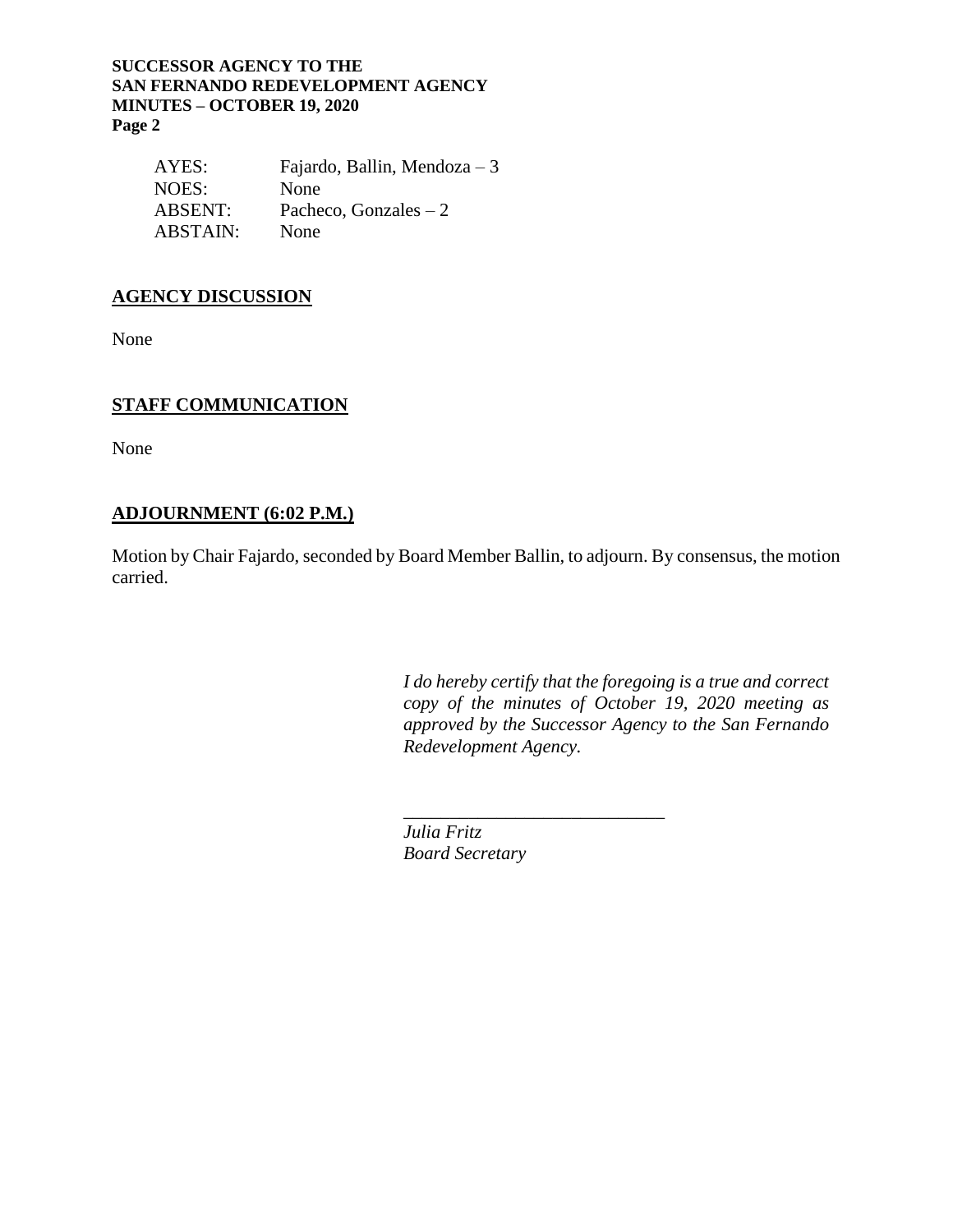| | |
|---|---|
| AYES: | Fajardo, Ballin, Mendoza – 3 |
| NOES: | None |
| ABSENT: | Pacheco, Gonzales – 2 |
| ABSTAIN: | None |

## AGENCY DISCUSSION

None

## STAFF COMMUNICATION

None

## ADJOURNMENT (6:02 P.M.)

Motion by Chair Fajardo, seconded by Board Member Ballin, to adjourn. By consensus, the motion carried.

*I do hereby certify that the foregoing is a true and correct copy of the minutes of October 19, 2020 meeting as approved by the Successor Agency to the San Fernando Redevelopment Agency.*

\_\_\_\_\_\_\_\_\_\_\_\_\_\_\_\_\_\_\_\_\_\_\_\_\_\_\_\_\_

*Julia Fritz*
*Board Secretary*